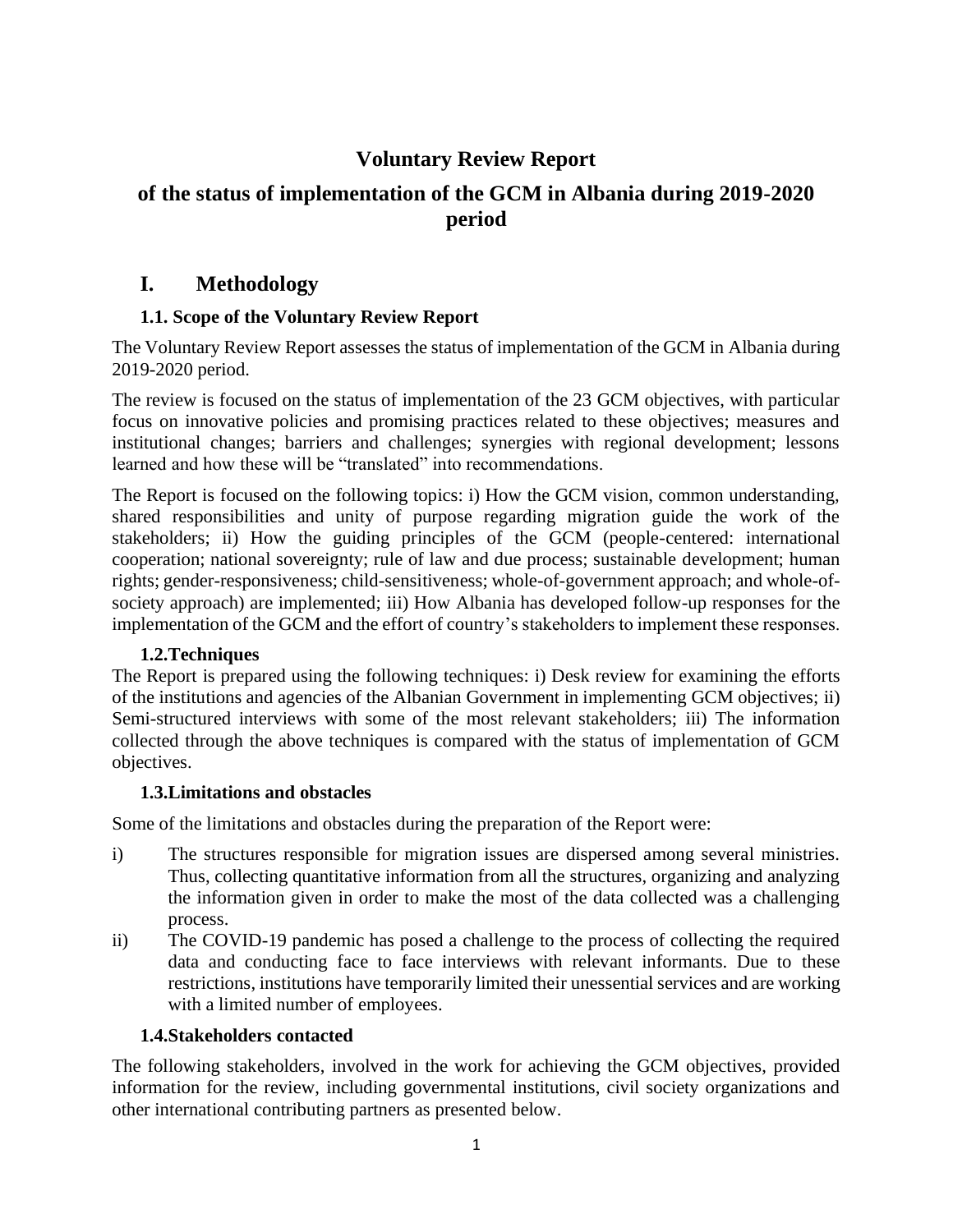# Voluntary Review Report

## of the status of implementation of the GCM in Albania during 2019-2020 period

## I. Methodology

### 1.1. Scope of the Voluntary Review Report

The Voluntary Review Report assesses the status of implementation of the GCM in Albania during 2019-2020 period.

The review is focused on the status of implementation of the 23 GCM objectives, with particular focus on innovative policies and promising practices related to these objectives; measures and institutional changes; barriers and challenges; synergies with regional development; lessons learned and how these will be "translated" into recommendations.

The Report is focused on the following topics: i) How the GCM vision, common understanding, shared responsibilities and unity of purpose regarding migration guide the work of the stakeholders; ii) How the guiding principles of the GCM (people-centered: international cooperation; national sovereignty; rule of law and due process; sustainable development; human rights; gender-responsiveness; child-sensitiveness; whole-of-government approach; and whole-of-society approach) are implemented; iii) How Albania has developed follow-up responses for the implementation of the GCM and the effort of country's stakeholders to implement these responses.

### 1.2.Techniques

The Report is prepared using the following techniques: i) Desk review for examining the efforts of the institutions and agencies of the Albanian Government in implementing GCM objectives; ii) Semi-structured interviews with some of the most relevant stakeholders; iii) The information collected through the above techniques is compared with the status of implementation of GCM objectives.

### 1.3.Limitations and obstacles

Some of the limitations and obstacles during the preparation of the Report were:

i) The structures responsible for migration issues are dispersed among several ministries. Thus, collecting quantitative information from all the structures, organizing and analyzing the information given in order to make the most of the data collected was a challenging process.

ii) The COVID-19 pandemic has posed a challenge to the process of collecting the required data and conducting face to face interviews with relevant informants. Due to these restrictions, institutions have temporarily limited their unessential services and are working with a limited number of employees.

### 1.4.Stakeholders contacted

The following stakeholders, involved in the work for achieving the GCM objectives, provided information for the review, including governmental institutions, civil society organizations and other international contributing partners as presented below.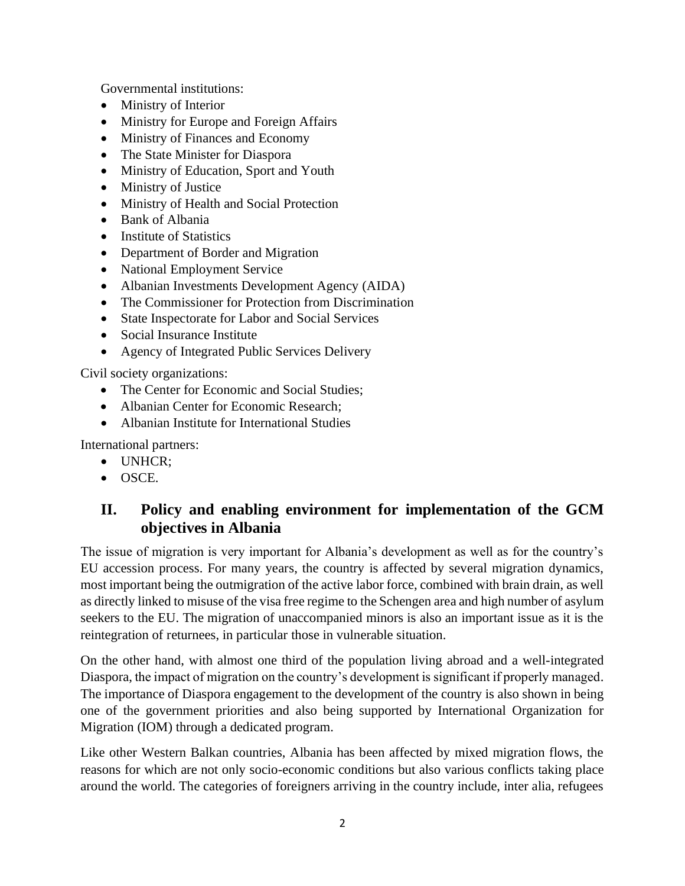Governmental institutions:

- Ministry of Interior
- Ministry for Europe and Foreign Affairs
- Ministry of Finances and Economy
- The State Minister for Diaspora
- Ministry of Education, Sport and Youth
- Ministry of Justice
- Ministry of Health and Social Protection
- Bank of Albania
- Institute of Statistics
- Department of Border and Migration
- National Employment Service
- Albanian Investments Development Agency (AIDA)
- The Commissioner for Protection from Discrimination
- State Inspectorate for Labor and Social Services
- Social Insurance Institute
- Agency of Integrated Public Services Delivery

Civil society organizations:

- The Center for Economic and Social Studies;
- Albanian Center for Economic Research;
- Albanian Institute for International Studies

International partners:

- UNHCR;
- OSCE.

## II. Policy and enabling environment for implementation of the GCM objectives in Albania

The issue of migration is very important for Albania's development as well as for the country's EU accession process. For many years, the country is affected by several migration dynamics, most important being the outmigration of the active labor force, combined with brain drain, as well as directly linked to misuse of the visa free regime to the Schengen area and high number of asylum seekers to the EU. The migration of unaccompanied minors is also an important issue as it is the reintegration of returnees, in particular those in vulnerable situation.

On the other hand, with almost one third of the population living abroad and a well-integrated Diaspora, the impact of migration on the country's development is significant if properly managed. The importance of Diaspora engagement to the development of the country is also shown in being one of the government priorities and also being supported by International Organization for Migration (IOM) through a dedicated program.

Like other Western Balkan countries, Albania has been affected by mixed migration flows, the reasons for which are not only socio-economic conditions but also various conflicts taking place around the world. The categories of foreigners arriving in the country include, inter alia, refugees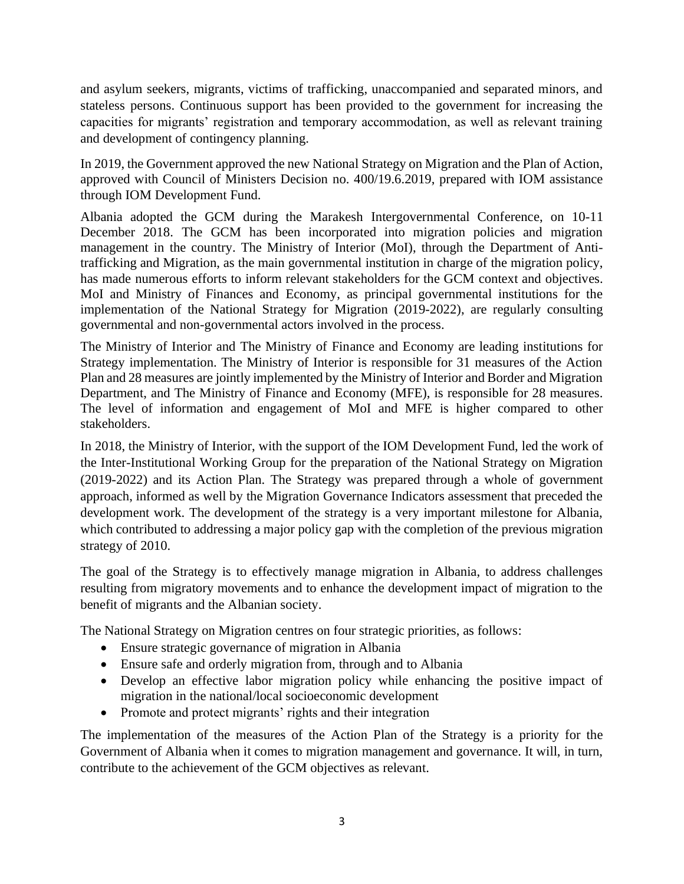and asylum seekers, migrants, victims of trafficking, unaccompanied and separated minors, and stateless persons. Continuous support has been provided to the government for increasing the capacities for migrants' registration and temporary accommodation, as well as relevant training and development of contingency planning.

In 2019, the Government approved the new National Strategy on Migration and the Plan of Action, approved with Council of Ministers Decision no. 400/19.6.2019, prepared with IOM assistance through IOM Development Fund.

Albania adopted the GCM during the Marakesh Intergovernmental Conference, on 10-11 December 2018. The GCM has been incorporated into migration policies and migration management in the country. The Ministry of Interior (MoI), through the Department of Anti-trafficking and Migration, as the main governmental institution in charge of the migration policy, has made numerous efforts to inform relevant stakeholders for the GCM context and objectives. MoI and Ministry of Finances and Economy, as principal governmental institutions for the implementation of the National Strategy for Migration (2019-2022), are regularly consulting governmental and non-governmental actors involved in the process.

The Ministry of Interior and The Ministry of Finance and Economy are leading institutions for Strategy implementation. The Ministry of Interior is responsible for 31 measures of the Action Plan and 28 measures are jointly implemented by the Ministry of Interior and Border and Migration Department, and The Ministry of Finance and Economy (MFE), is responsible for 28 measures. The level of information and engagement of MoI and MFE is higher compared to other stakeholders.

In 2018, the Ministry of Interior, with the support of the IOM Development Fund, led the work of the Inter-Institutional Working Group for the preparation of the National Strategy on Migration (2019-2022) and its Action Plan. The Strategy was prepared through a whole of government approach, informed as well by the Migration Governance Indicators assessment that preceded the development work. The development of the strategy is a very important milestone for Albania, which contributed to addressing a major policy gap with the completion of the previous migration strategy of 2010.

The goal of the Strategy is to effectively manage migration in Albania, to address challenges resulting from migratory movements and to enhance the development impact of migration to the benefit of migrants and the Albanian society.

The National Strategy on Migration centres on four strategic priorities, as follows:

- Ensure strategic governance of migration in Albania
- Ensure safe and orderly migration from, through and to Albania
- Develop an effective labor migration policy while enhancing the positive impact of migration in the national/local socioeconomic development
- Promote and protect migrants' rights and their integration

The implementation of the measures of the Action Plan of the Strategy is a priority for the Government of Albania when it comes to migration management and governance. It will, in turn, contribute to the achievement of the GCM objectives as relevant.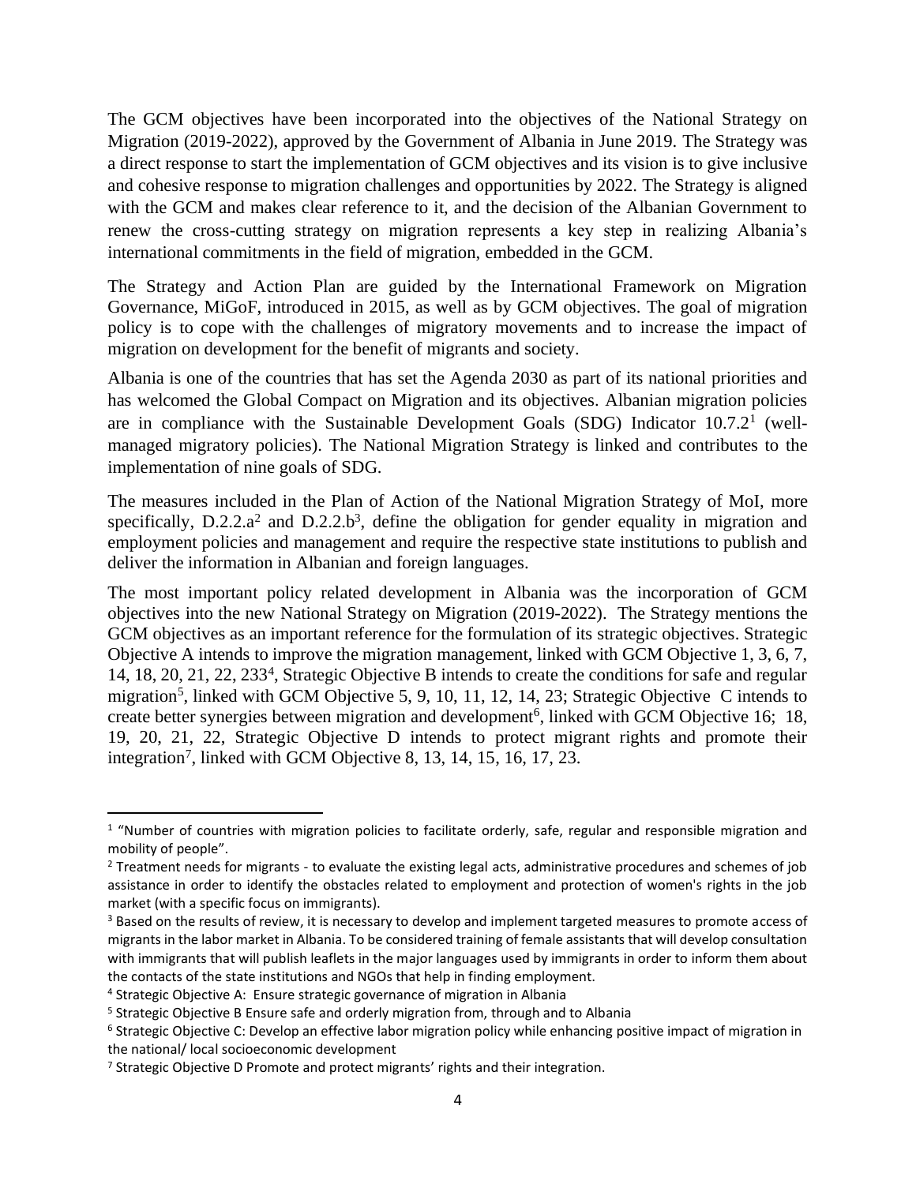The GCM objectives have been incorporated into the objectives of the National Strategy on Migration (2019-2022), approved by the Government of Albania in June 2019. The Strategy was a direct response to start the implementation of GCM objectives and its vision is to give inclusive and cohesive response to migration challenges and opportunities by 2022. The Strategy is aligned with the GCM and makes clear reference to it, and the decision of the Albanian Government to renew the cross-cutting strategy on migration represents a key step in realizing Albania's international commitments in the field of migration, embedded in the GCM.

The Strategy and Action Plan are guided by the International Framework on Migration Governance, MiGoF, introduced in 2015, as well as by GCM objectives. The goal of migration policy is to cope with the challenges of migratory movements and to increase the impact of migration on development for the benefit of migrants and society.

Albania is one of the countries that has set the Agenda 2030 as part of its national priorities and has welcomed the Global Compact on Migration and its objectives. Albanian migration policies are in compliance with the Sustainable Development Goals (SDG) Indicator 10.7.2[1] (well-managed migratory policies). The National Migration Strategy is linked and contributes to the implementation of nine goals of SDG.

The measures included in the Plan of Action of the National Migration Strategy of MoI, more specifically, D.2.2.a[2] and D.2.2.b[3], define the obligation for gender equality in migration and employment policies and management and require the respective state institutions to publish and deliver the information in Albanian and foreign languages.

The most important policy related development in Albania was the incorporation of GCM objectives into the new National Strategy on Migration (2019-2022). The Strategy mentions the GCM objectives as an important reference for the formulation of its strategic objectives. Strategic Objective A intends to improve the migration management, linked with GCM Objective 1, 3, 6, 7, 14, 18, 20, 21, 22, 233[4], Strategic Objective B intends to create the conditions for safe and regular migration[5], linked with GCM Objective 5, 9, 10, 11, 12, 14, 23; Strategic Objective C intends to create better synergies between migration and development[6], linked with GCM Objective 16; 18, 19, 20, 21, 22, Strategic Objective D intends to protect migrant rights and promote their integration[7], linked with GCM Objective 8, 13, 14, 15, 16, 17, 23.

---

[1] "Number of countries with migration policies to facilitate orderly, safe, regular and responsible migration and mobility of people".

[2] Treatment needs for migrants - to evaluate the existing legal acts, administrative procedures and schemes of job assistance in order to identify the obstacles related to employment and protection of women's rights in the job market (with a specific focus on immigrants).

[3] Based on the results of review, it is necessary to develop and implement targeted measures to promote access of migrants in the labor market in Albania. To be considered training of female assistants that will develop consultation with immigrants that will publish leaflets in the major languages used by immigrants in order to inform them about the contacts of the state institutions and NGOs that help in finding employment.

[4] Strategic Objective A: Ensure strategic governance of migration in Albania

[5] Strategic Objective B Ensure safe and orderly migration from, through and to Albania

[6] Strategic Objective C: Develop an effective labor migration policy while enhancing positive impact of migration in the national/ local socioeconomic development

[7] Strategic Objective D Promote and protect migrants' rights and their integration.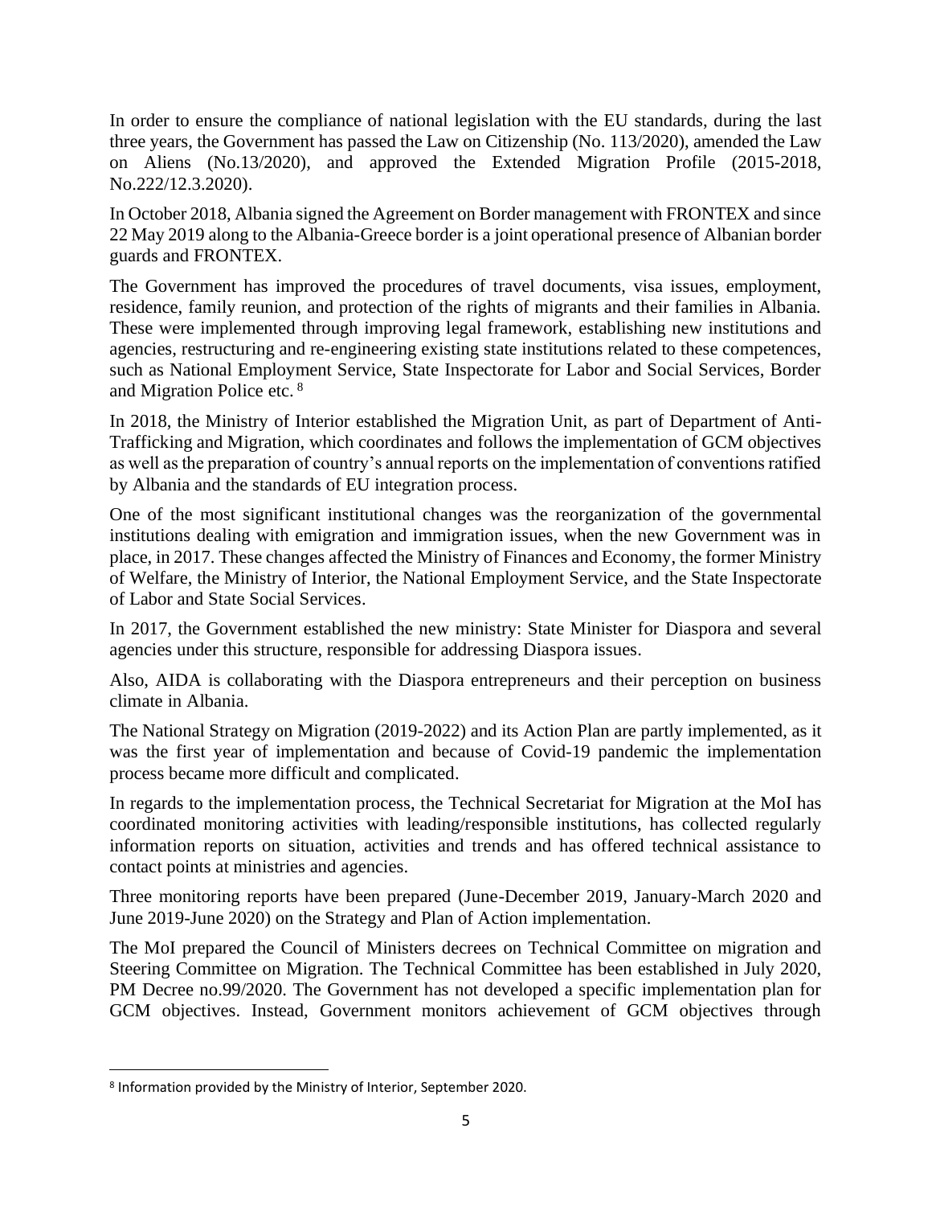In order to ensure the compliance of national legislation with the EU standards, during the last three years, the Government has passed the Law on Citizenship (No. 113/2020), amended the Law on Aliens (No.13/2020), and approved the Extended Migration Profile (2015-2018, No.222/12.3.2020).

In October 2018, Albania signed the Agreement on Border management with FRONTEX and since 22 May 2019 along to the Albania-Greece border is a joint operational presence of Albanian border guards and FRONTEX.

The Government has improved the procedures of travel documents, visa issues, employment, residence, family reunion, and protection of the rights of migrants and their families in Albania. These were implemented through improving legal framework, establishing new institutions and agencies, restructuring and re-engineering existing state institutions related to these competences, such as National Employment Service, State Inspectorate for Labor and Social Services, Border and Migration Police etc. [8]

In 2018, the Ministry of Interior established the Migration Unit, as part of Department of Anti-Trafficking and Migration, which coordinates and follows the implementation of GCM objectives as well as the preparation of country's annual reports on the implementation of conventions ratified by Albania and the standards of EU integration process.

One of the most significant institutional changes was the reorganization of the governmental institutions dealing with emigration and immigration issues, when the new Government was in place, in 2017. These changes affected the Ministry of Finances and Economy, the former Ministry of Welfare, the Ministry of Interior, the National Employment Service, and the State Inspectorate of Labor and State Social Services.

In 2017, the Government established the new ministry: State Minister for Diaspora and several agencies under this structure, responsible for addressing Diaspora issues.

Also, AIDA is collaborating with the Diaspora entrepreneurs and their perception on business climate in Albania.

The National Strategy on Migration (2019-2022) and its Action Plan are partly implemented, as it was the first year of implementation and because of Covid-19 pandemic the implementation process became more difficult and complicated.

In regards to the implementation process, the Technical Secretariat for Migration at the MoI has coordinated monitoring activities with leading/responsible institutions, has collected regularly information reports on situation, activities and trends and has offered technical assistance to contact points at ministries and agencies.

Three monitoring reports have been prepared (June-December 2019, January-March 2020 and June 2019-June 2020) on the Strategy and Plan of Action implementation.

The MoI prepared the Council of Ministers decrees on Technical Committee on migration and Steering Committee on Migration. The Technical Committee has been established in July 2020, PM Decree no.99/2020. The Government has not developed a specific implementation plan for GCM objectives. Instead, Government monitors achievement of GCM objectives through

[8] Information provided by the Ministry of Interior, September 2020.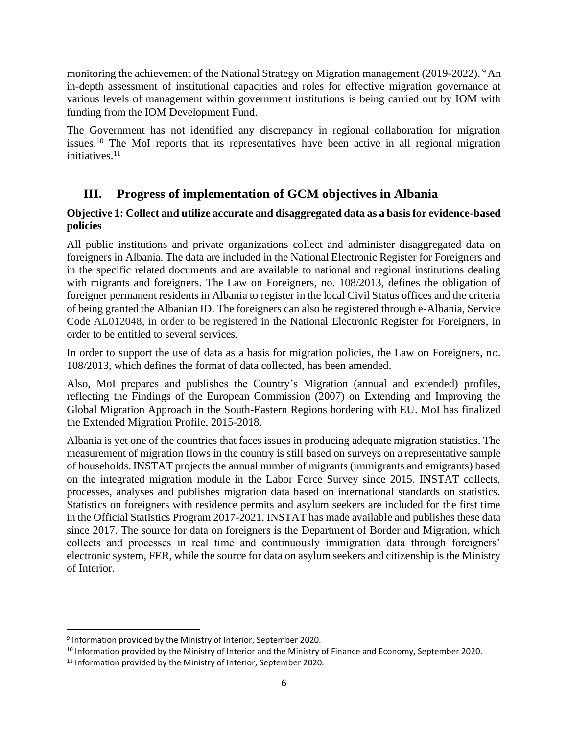monitoring the achievement of the National Strategy on Migration management (2019-2022). [9] An in-depth assessment of institutional capacities and roles for effective migration governance at various levels of management within government institutions is being carried out by IOM with funding from the IOM Development Fund.

The Government has not identified any discrepancy in regional collaboration for migration issues.[10] The MoI reports that its representatives have been active in all regional migration initiatives.[11]

## III. Progress of implementation of GCM objectives in Albania

### Objective 1: Collect and utilize accurate and disaggregated data as a basis for evidence-based policies

All public institutions and private organizations collect and administer disaggregated data on foreigners in Albania. The data are included in the National Electronic Register for Foreigners and in the specific related documents and are available to national and regional institutions dealing with migrants and foreigners. The Law on Foreigners, no. 108/2013, defines the obligation of foreigner permanent residents in Albania to register in the local Civil Status offices and the criteria of being granted the Albanian ID. The foreigners can also be registered through e-Albania, Service Code AL012048, in order to be registered in the National Electronic Register for Foreigners, in order to be entitled to several services.

In order to support the use of data as a basis for migration policies, the Law on Foreigners, no. 108/2013, which defines the format of data collected, has been amended.

Also, MoI prepares and publishes the Country's Migration (annual and extended) profiles, reflecting the Findings of the European Commission (2007) on Extending and Improving the Global Migration Approach in the South-Eastern Regions bordering with EU. MoI has finalized the Extended Migration Profile, 2015-2018.

Albania is yet one of the countries that faces issues in producing adequate migration statistics. The measurement of migration flows in the country is still based on surveys on a representative sample of households. INSTAT projects the annual number of migrants (immigrants and emigrants) based on the integrated migration module in the Labor Force Survey since 2015. INSTAT collects, processes, analyses and publishes migration data based on international standards on statistics. Statistics on foreigners with residence permits and asylum seekers are included for the first time in the Official Statistics Program 2017-2021. INSTAT has made available and publishes these data since 2017. The source for data on foreigners is the Department of Border and Migration, which collects and processes in real time and continuously immigration data through foreigners' electronic system, FER, while the source for data on asylum seekers and citizenship is the Ministry of Interior.

---

[9] Information provided by the Ministry of Interior, September 2020.

[10] Information provided by the Ministry of Interior and the Ministry of Finance and Economy, September 2020.

[11] Information provided by the Ministry of Interior, September 2020.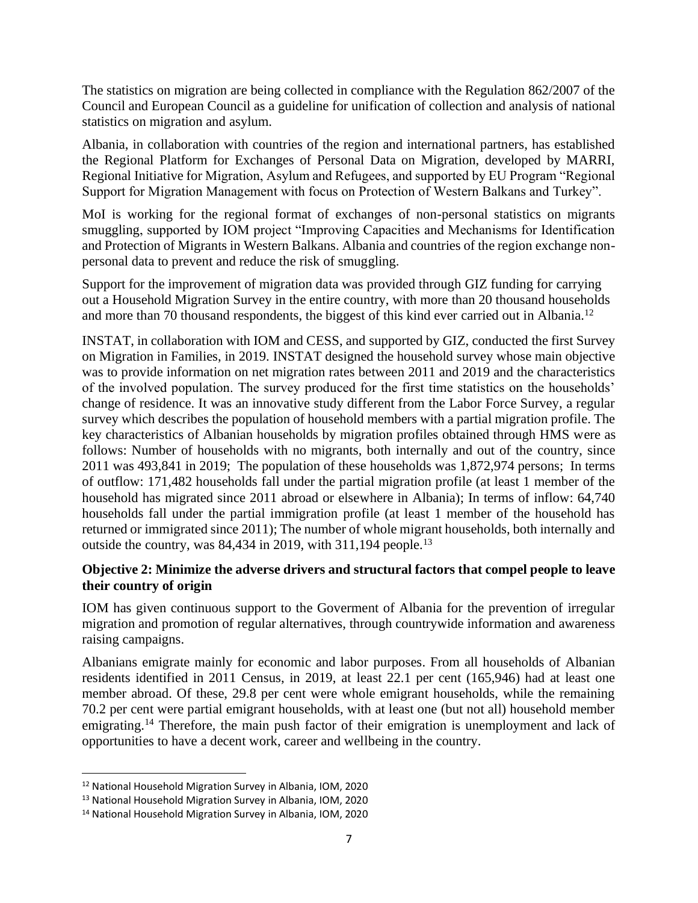The statistics on migration are being collected in compliance with the Regulation 862/2007 of the Council and European Council as a guideline for unification of collection and analysis of national statistics on migration and asylum.

Albania, in collaboration with countries of the region and international partners, has established the Regional Platform for Exchanges of Personal Data on Migration, developed by MARRI, Regional Initiative for Migration, Asylum and Refugees, and supported by EU Program "Regional Support for Migration Management with focus on Protection of Western Balkans and Turkey".

MoI is working for the regional format of exchanges of non-personal statistics on migrants smuggling, supported by IOM project "Improving Capacities and Mechanisms for Identification and Protection of Migrants in Western Balkans. Albania and countries of the region exchange non-personal data to prevent and reduce the risk of smuggling.

Support for the improvement of migration data was provided through GIZ funding for carrying out a Household Migration Survey in the entire country, with more than 20 thousand households and more than 70 thousand respondents, the biggest of this kind ever carried out in Albania.[12]

INSTAT, in collaboration with IOM and CESS, and supported by GIZ, conducted the first Survey on Migration in Families, in 2019. INSTAT designed the household survey whose main objective was to provide information on net migration rates between 2011 and 2019 and the characteristics of the involved population. The survey produced for the first time statistics on the households' change of residence. It was an innovative study different from the Labor Force Survey, a regular survey which describes the population of household members with a partial migration profile. The key characteristics of Albanian households by migration profiles obtained through HMS were as follows: Number of households with no migrants, both internally and out of the country, since 2011 was 493,841 in 2019; The population of these households was 1,872,974 persons; In terms of outflow: 171,482 households fall under the partial migration profile (at least 1 member of the household has migrated since 2011 abroad or elsewhere in Albania); In terms of inflow: 64,740 households fall under the partial immigration profile (at least 1 member of the household has returned or immigrated since 2011); The number of whole migrant households, both internally and outside the country, was 84,434 in 2019, with 311,194 people.[13]

**Objective 2: Minimize the adverse drivers and structural factors that compel people to leave their country of origin**

IOM has given continuous support to the Goverment of Albania for the prevention of irregular migration and promotion of regular alternatives, through countrywide information and awareness raising campaigns.

Albanians emigrate mainly for economic and labor purposes. From all households of Albanian residents identified in 2011 Census, in 2019, at least 22.1 per cent (165,946) had at least one member abroad. Of these, 29.8 per cent were whole emigrant households, while the remaining 70.2 per cent were partial emigrant households, with at least one (but not all) household member emigrating.[14] Therefore, the main push factor of their emigration is unemployment and lack of opportunities to have a decent work, career and wellbeing in the country.

---

[12] National Household Migration Survey in Albania, IOM, 2020

[13] National Household Migration Survey in Albania, IOM, 2020

[14] National Household Migration Survey in Albania, IOM, 2020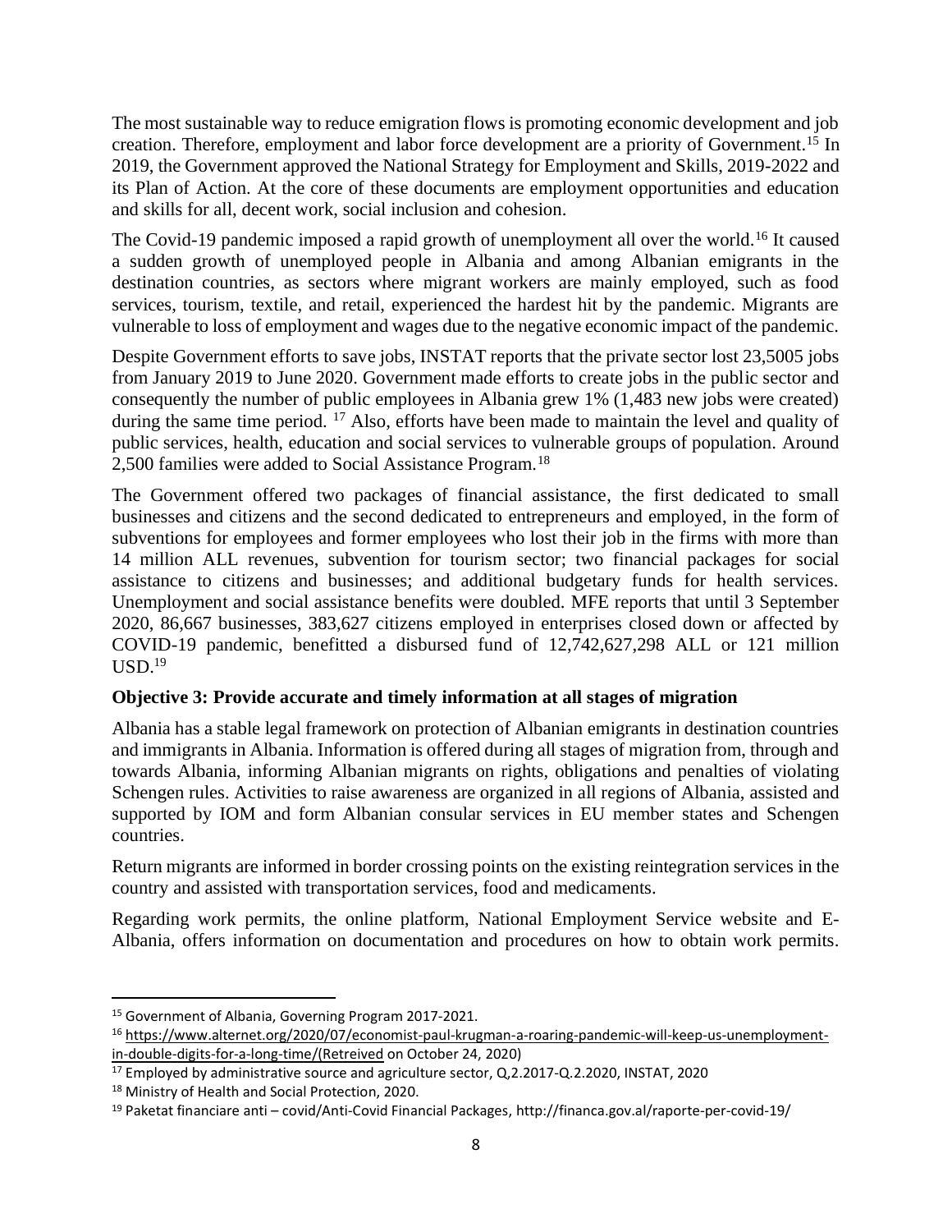The most sustainable way to reduce emigration flows is promoting economic development and job creation. Therefore, employment and labor force development are a priority of Government.[15] In 2019, the Government approved the National Strategy for Employment and Skills, 2019-2022 and its Plan of Action. At the core of these documents are employment opportunities and education and skills for all, decent work, social inclusion and cohesion.

The Covid-19 pandemic imposed a rapid growth of unemployment all over the world.[16] It caused a sudden growth of unemployed people in Albania and among Albanian emigrants in the destination countries, as sectors where migrant workers are mainly employed, such as food services, tourism, textile, and retail, experienced the hardest hit by the pandemic. Migrants are vulnerable to loss of employment and wages due to the negative economic impact of the pandemic.

Despite Government efforts to save jobs, INSTAT reports that the private sector lost 23,5005 jobs from January 2019 to June 2020. Government made efforts to create jobs in the public sector and consequently the number of public employees in Albania grew 1% (1,483 new jobs were created) during the same time period. [17] Also, efforts have been made to maintain the level and quality of public services, health, education and social services to vulnerable groups of population. Around 2,500 families were added to Social Assistance Program.[18]

The Government offered two packages of financial assistance, the first dedicated to small businesses and citizens and the second dedicated to entrepreneurs and employed, in the form of subventions for employees and former employees who lost their job in the firms with more than 14 million ALL revenues, subvention for tourism sector; two financial packages for social assistance to citizens and businesses; and additional budgetary funds for health services. Unemployment and social assistance benefits were doubled. MFE reports that until 3 September 2020, 86,667 businesses, 383,627 citizens employed in enterprises closed down or affected by COVID-19 pandemic, benefitted a disbursed fund of 12,742,627,298 ALL or 121 million USD.[19]

### Objective 3: Provide accurate and timely information at all stages of migration

Albania has a stable legal framework on protection of Albanian emigrants in destination countries and immigrants in Albania. Information is offered during all stages of migration from, through and towards Albania, informing Albanian migrants on rights, obligations and penalties of violating Schengen rules. Activities to raise awareness are organized in all regions of Albania, assisted and supported by IOM and form Albanian consular services in EU member states and Schengen countries.

Return migrants are informed in border crossing points on the existing reintegration services in the country and assisted with transportation services, food and medicaments.

Regarding work permits, the online platform, National Employment Service website and E-Albania, offers information on documentation and procedures on how to obtain work permits.

---

[15] Government of Albania, Governing Program 2017-2021.

[16] https://www.alternet.org/2020/07/economist-paul-krugman-a-roaring-pandemic-will-keep-us-unemployment-in-double-digits-for-a-long-time/(Retreived on October 24, 2020)

[17] Employed by administrative source and agriculture sector, Q,2.2017-Q.2.2020, INSTAT, 2020

[18] Ministry of Health and Social Protection, 2020.

[19] Paketat financiare anti – covid/Anti-Covid Financial Packages, http://financa.gov.al/raporte-per-covid-19/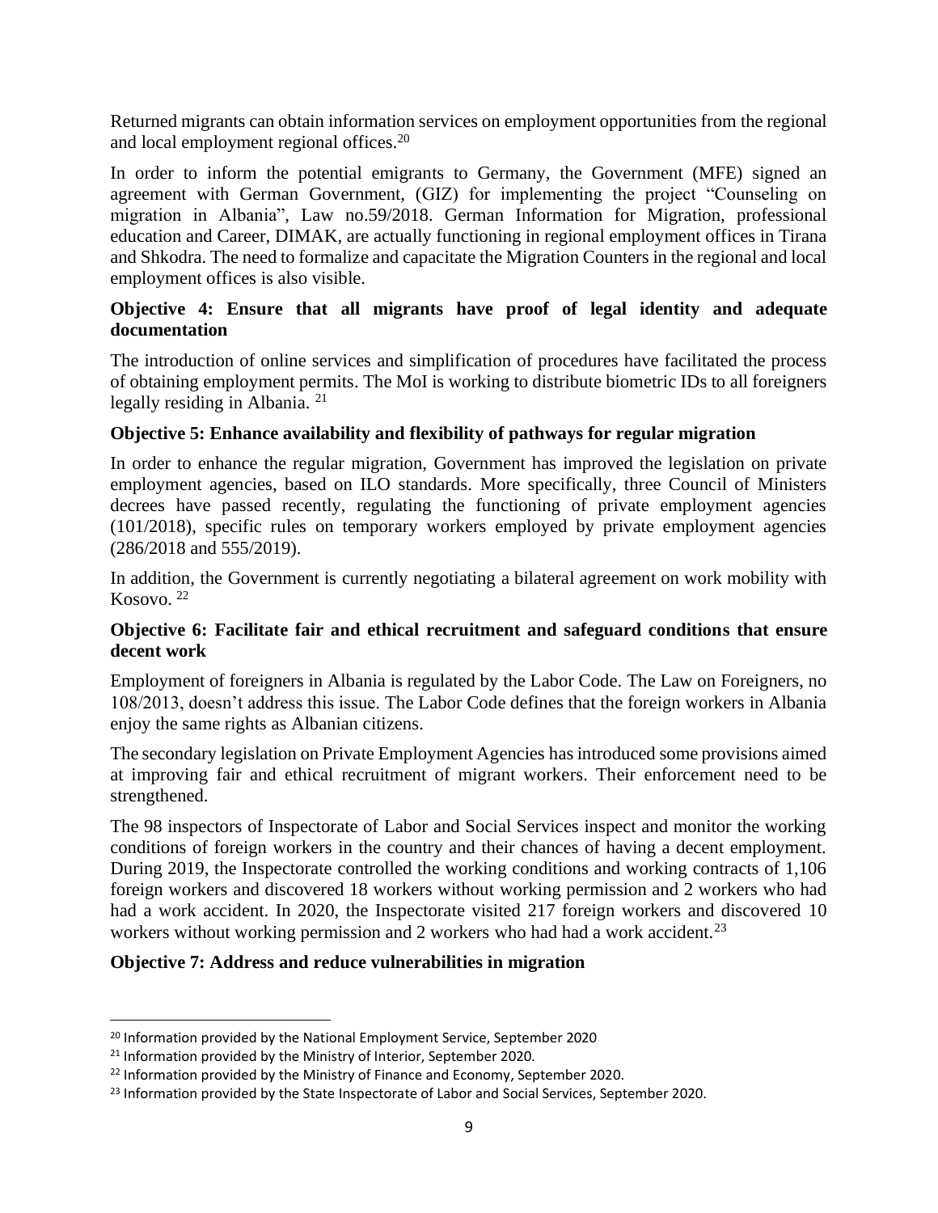Returned migrants can obtain information services on employment opportunities from the regional and local employment regional offices.[20]

In order to inform the potential emigrants to Germany, the Government (MFE) signed an agreement with German Government, (GIZ) for implementing the project "Counseling on migration in Albania", Law no.59/2018. German Information for Migration, professional education and Career, DIMAK, are actually functioning in regional employment offices in Tirana and Shkodra. The need to formalize and capacitate the Migration Counters in the regional and local employment offices is also visible.

**Objective 4: Ensure that all migrants have proof of legal identity and adequate documentation**

The introduction of online services and simplification of procedures have facilitated the process of obtaining employment permits. The MoI is working to distribute biometric IDs to all foreigners legally residing in Albania. [21]

**Objective 5: Enhance availability and flexibility of pathways for regular migration**

In order to enhance the regular migration, Government has improved the legislation on private employment agencies, based on ILO standards. More specifically, three Council of Ministers decrees have passed recently, regulating the functioning of private employment agencies (101/2018), specific rules on temporary workers employed by private employment agencies (286/2018 and 555/2019).

In addition, the Government is currently negotiating a bilateral agreement on work mobility with Kosovo. [22]

**Objective 6: Facilitate fair and ethical recruitment and safeguard conditions that ensure decent work**

Employment of foreigners in Albania is regulated by the Labor Code. The Law on Foreigners, no 108/2013, doesn't address this issue. The Labor Code defines that the foreign workers in Albania enjoy the same rights as Albanian citizens.

The secondary legislation on Private Employment Agencies has introduced some provisions aimed at improving fair and ethical recruitment of migrant workers. Their enforcement need to be strengthened.

The 98 inspectors of Inspectorate of Labor and Social Services inspect and monitor the working conditions of foreign workers in the country and their chances of having a decent employment. During 2019, the Inspectorate controlled the working conditions and working contracts of 1,106 foreign workers and discovered 18 workers without working permission and 2 workers who had had a work accident. In 2020, the Inspectorate visited 217 foreign workers and discovered 10 workers without working permission and 2 workers who had had a work accident.[23]

**Objective 7: Address and reduce vulnerabilities in migration**

---

[20] Information provided by the National Employment Service, September 2020

[21] Information provided by the Ministry of Interior, September 2020.

[22] Information provided by the Ministry of Finance and Economy, September 2020.

[23] Information provided by the State Inspectorate of Labor and Social Services, September 2020.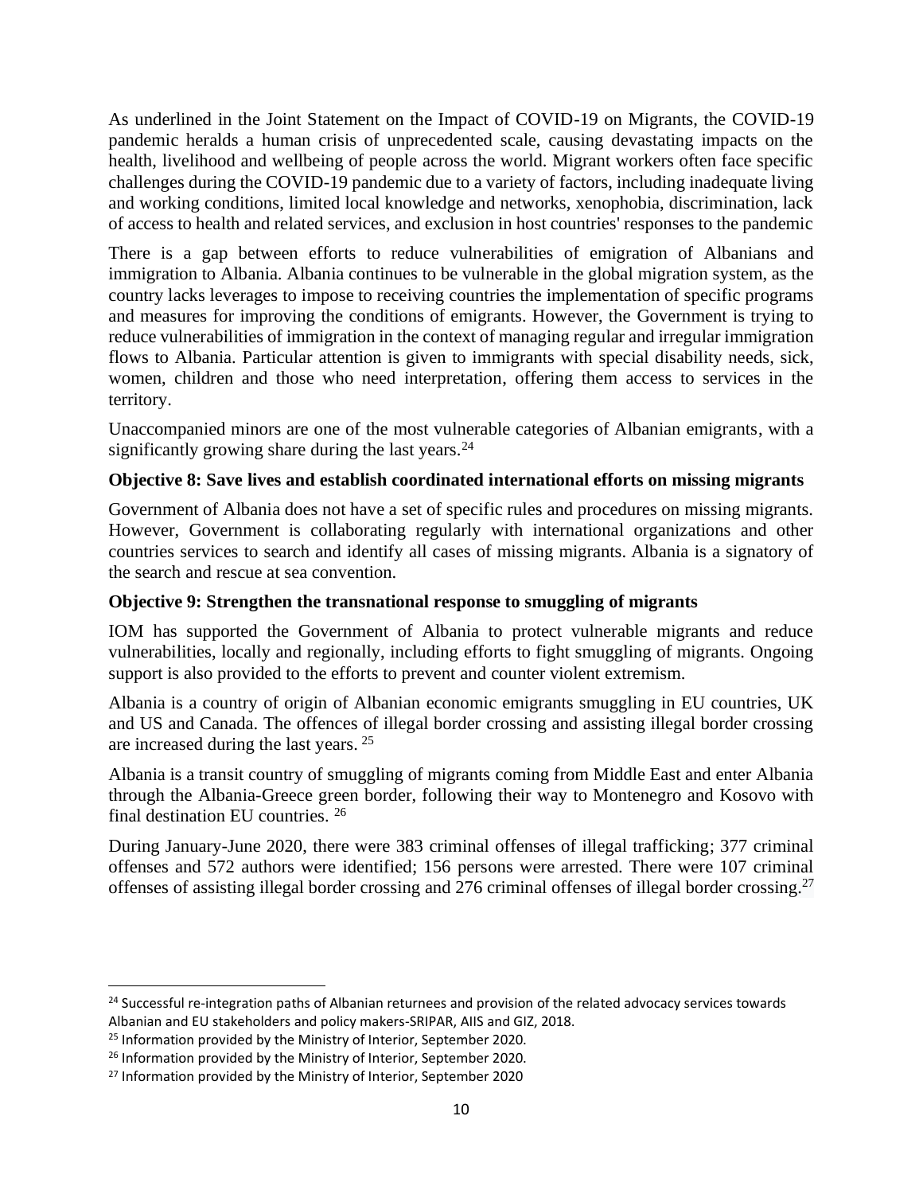As underlined in the Joint Statement on the Impact of COVID-19 on Migrants, the COVID-19 pandemic heralds a human crisis of unprecedented scale, causing devastating impacts on the health, livelihood and wellbeing of people across the world. Migrant workers often face specific challenges during the COVID-19 pandemic due to a variety of factors, including inadequate living and working conditions, limited local knowledge and networks, xenophobia, discrimination, lack of access to health and related services, and exclusion in host countries' responses to the pandemic

There is a gap between efforts to reduce vulnerabilities of emigration of Albanians and immigration to Albania. Albania continues to be vulnerable in the global migration system, as the country lacks leverages to impose to receiving countries the implementation of specific programs and measures for improving the conditions of emigrants. However, the Government is trying to reduce vulnerabilities of immigration in the context of managing regular and irregular immigration flows to Albania. Particular attention is given to immigrants with special disability needs, sick, women, children and those who need interpretation, offering them access to services in the territory.

Unaccompanied minors are one of the most vulnerable categories of Albanian emigrants, with a significantly growing share during the last years.[24]

**Objective 8: Save lives and establish coordinated international efforts on missing migrants**

Government of Albania does not have a set of specific rules and procedures on missing migrants. However, Government is collaborating regularly with international organizations and other countries services to search and identify all cases of missing migrants. Albania is a signatory of the search and rescue at sea convention.

**Objective 9: Strengthen the transnational response to smuggling of migrants**

IOM has supported the Government of Albania to protect vulnerable migrants and reduce vulnerabilities, locally and regionally, including efforts to fight smuggling of migrants. Ongoing support is also provided to the efforts to prevent and counter violent extremism.

Albania is a country of origin of Albanian economic emigrants smuggling in EU countries, UK and US and Canada. The offences of illegal border crossing and assisting illegal border crossing are increased during the last years. [25]

Albania is a transit country of smuggling of migrants coming from Middle East and enter Albania through the Albania-Greece green border, following their way to Montenegro and Kosovo with final destination EU countries. [26]

During January-June 2020, there were 383 criminal offenses of illegal trafficking; 377 criminal offenses and 572 authors were identified; 156 persons were arrested. There were 107 criminal offenses of assisting illegal border crossing and 276 criminal offenses of illegal border crossing.[27]

---

[24] Successful re-integration paths of Albanian returnees and provision of the related advocacy services towards Albanian and EU stakeholders and policy makers-SRIPAR, AIIS and GIZ, 2018.

[25] Information provided by the Ministry of Interior, September 2020.

[26] Information provided by the Ministry of Interior, September 2020.

[27] Information provided by the Ministry of Interior, September 2020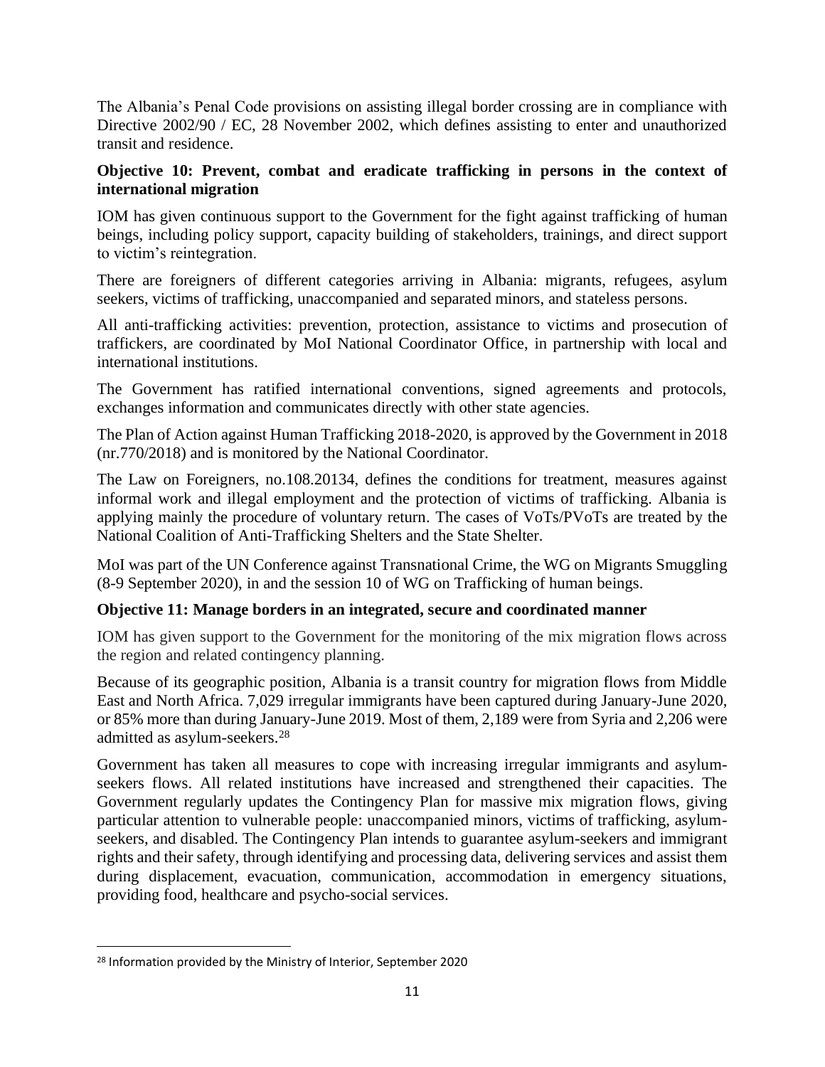The Albania's Penal Code provisions on assisting illegal border crossing are in compliance with Directive 2002/90 / EC, 28 November 2002, which defines assisting to enter and unauthorized transit and residence.

**Objective 10: Prevent, combat and eradicate trafficking in persons in the context of international migration**

IOM has given continuous support to the Government for the fight against trafficking of human beings, including policy support, capacity building of stakeholders, trainings, and direct support to victim's reintegration.

There are foreigners of different categories arriving in Albania: migrants, refugees, asylum seekers, victims of trafficking, unaccompanied and separated minors, and stateless persons.

All anti-trafficking activities: prevention, protection, assistance to victims and prosecution of traffickers, are coordinated by MoI National Coordinator Office, in partnership with local and international institutions.

The Government has ratified international conventions, signed agreements and protocols, exchanges information and communicates directly with other state agencies.

The Plan of Action against Human Trafficking 2018-2020, is approved by the Government in 2018 (nr.770/2018) and is monitored by the National Coordinator.

The Law on Foreigners, no.108.20134, defines the conditions for treatment, measures against informal work and illegal employment and the protection of victims of trafficking. Albania is applying mainly the procedure of voluntary return. The cases of VoTs/PVoTs are treated by the National Coalition of Anti-Trafficking Shelters and the State Shelter.

MoI was part of the UN Conference against Transnational Crime, the WG on Migrants Smuggling (8-9 September 2020), in and the session 10 of WG on Trafficking of human beings.

**Objective 11: Manage borders in an integrated, secure and coordinated manner**

IOM has given support to the Government for the monitoring of the mix migration flows across the region and related contingency planning.

Because of its geographic position, Albania is a transit country for migration flows from Middle East and North Africa. 7,029 irregular immigrants have been captured during January-June 2020, or 85% more than during January-June 2019. Most of them, 2,189 were from Syria and 2,206 were admitted as asylum-seekers.[28]

Government has taken all measures to cope with increasing irregular immigrants and asylum-seekers flows. All related institutions have increased and strengthened their capacities. The Government regularly updates the Contingency Plan for massive mix migration flows, giving particular attention to vulnerable people: unaccompanied minors, victims of trafficking, asylum-seekers, and disabled. The Contingency Plan intends to guarantee asylum-seekers and immigrant rights and their safety, through identifying and processing data, delivering services and assist them during displacement, evacuation, communication, accommodation in emergency situations, providing food, healthcare and psycho-social services.

[28] Information provided by the Ministry of Interior, September 2020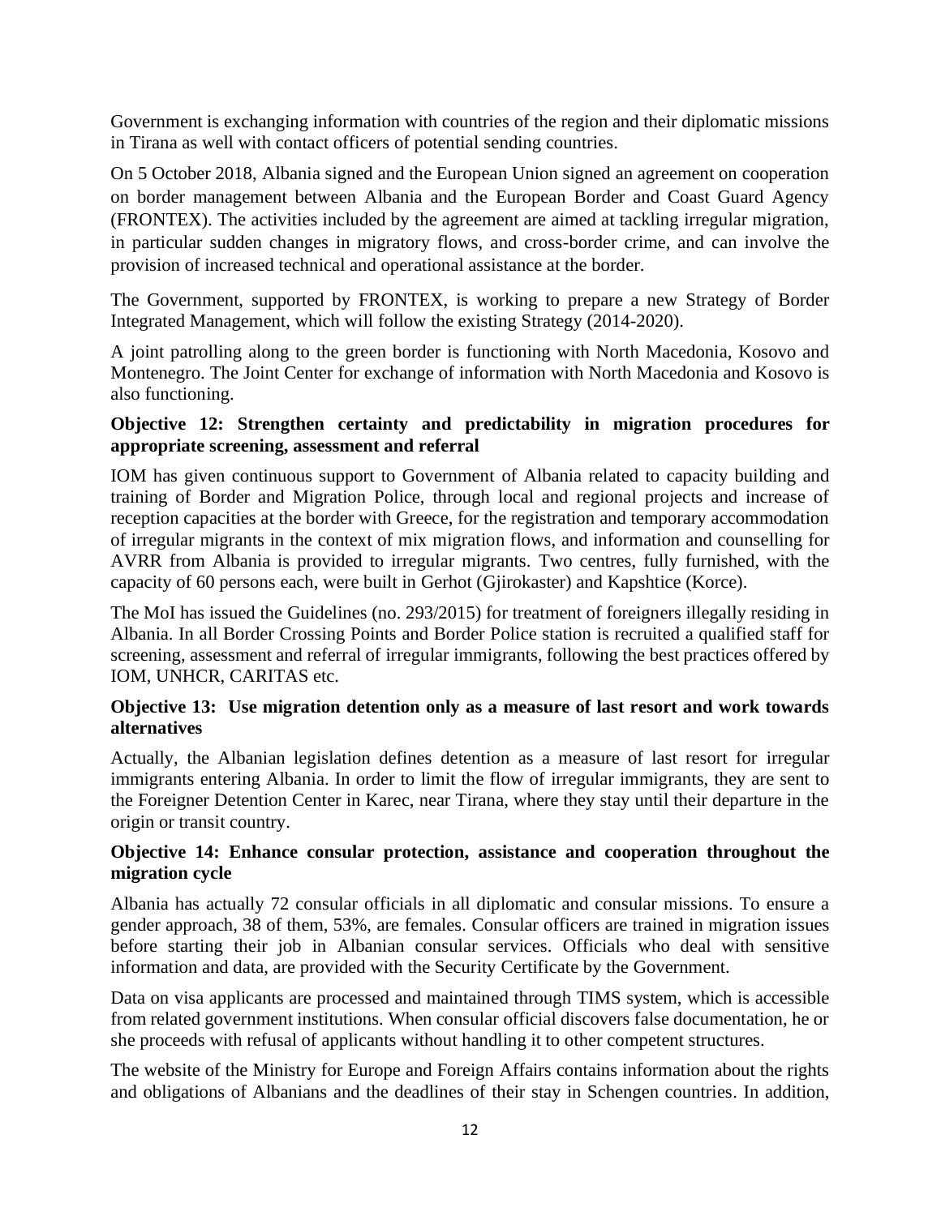Government is exchanging information with countries of the region and their diplomatic missions in Tirana as well with contact officers of potential sending countries.

On 5 October 2018, Albania signed and the European Union signed an agreement on cooperation on border management between Albania and the European Border and Coast Guard Agency (FRONTEX). The activities included by the agreement are aimed at tackling irregular migration, in particular sudden changes in migratory flows, and cross-border crime, and can involve the provision of increased technical and operational assistance at the border.

The Government, supported by FRONTEX, is working to prepare a new Strategy of Border Integrated Management, which will follow the existing Strategy (2014-2020).

A joint patrolling along to the green border is functioning with North Macedonia, Kosovo and Montenegro. The Joint Center for exchange of information with North Macedonia and Kosovo is also functioning.

**Objective 12: Strengthen certainty and predictability in migration procedures for appropriate screening, assessment and referral**

IOM has given continuous support to Government of Albania related to capacity building and training of Border and Migration Police, through local and regional projects and increase of reception capacities at the border with Greece, for the registration and temporary accommodation of irregular migrants in the context of mix migration flows, and information and counselling for AVRR from Albania is provided to irregular migrants. Two centres, fully furnished, with the capacity of 60 persons each, were built in Gerhot (Gjirokaster) and Kapshtice (Korce).

The MoI has issued the Guidelines (no. 293/2015) for treatment of foreigners illegally residing in Albania. In all Border Crossing Points and Border Police station is recruited a qualified staff for screening, assessment and referral of irregular immigrants, following the best practices offered by IOM, UNHCR, CARITAS etc.

**Objective 13: Use migration detention only as a measure of last resort and work towards alternatives**

Actually, the Albanian legislation defines detention as a measure of last resort for irregular immigrants entering Albania. In order to limit the flow of irregular immigrants, they are sent to the Foreigner Detention Center in Karec, near Tirana, where they stay until their departure in the origin or transit country.

**Objective 14: Enhance consular protection, assistance and cooperation throughout the migration cycle**

Albania has actually 72 consular officials in all diplomatic and consular missions. To ensure a gender approach, 38 of them, 53%, are females. Consular officers are trained in migration issues before starting their job in Albanian consular services. Officials who deal with sensitive information and data, are provided with the Security Certificate by the Government.

Data on visa applicants are processed and maintained through TIMS system, which is accessible from related government institutions. When consular official discovers false documentation, he or she proceeds with refusal of applicants without handling it to other competent structures.

The website of the Ministry for Europe and Foreign Affairs contains information about the rights and obligations of Albanians and the deadlines of their stay in Schengen countries. In addition,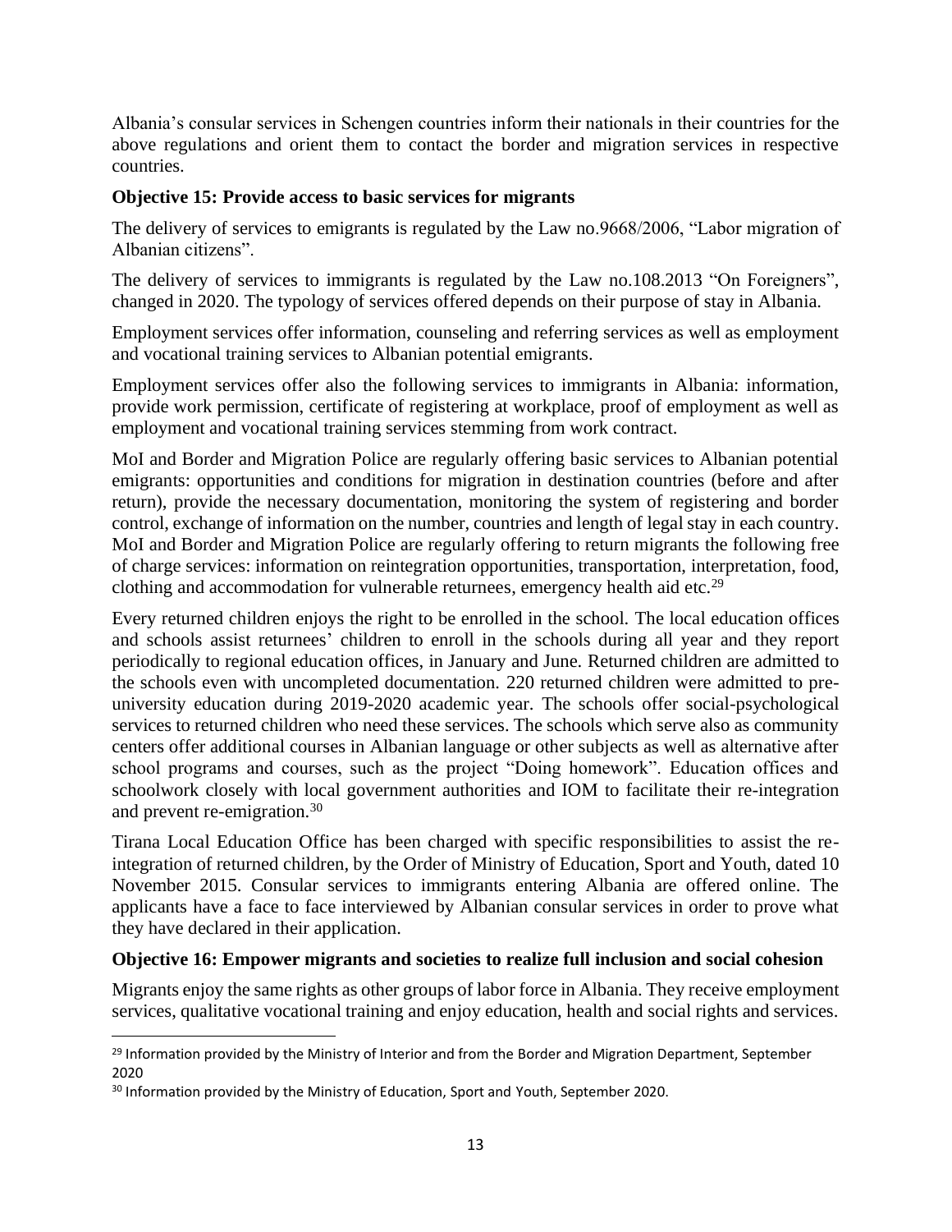Albania's consular services in Schengen countries inform their nationals in their countries for the above regulations and orient them to contact the border and migration services in respective countries.

**Objective 15: Provide access to basic services for migrants**

The delivery of services to emigrants is regulated by the Law no.9668/2006, "Labor migration of Albanian citizens".

The delivery of services to immigrants is regulated by the Law no.108.2013 "On Foreigners", changed in 2020. The typology of services offered depends on their purpose of stay in Albania.

Employment services offer information, counseling and referring services as well as employment and vocational training services to Albanian potential emigrants.

Employment services offer also the following services to immigrants in Albania: information, provide work permission, certificate of registering at workplace, proof of employment as well as employment and vocational training services stemming from work contract.

MoI and Border and Migration Police are regularly offering basic services to Albanian potential emigrants: opportunities and conditions for migration in destination countries (before and after return), provide the necessary documentation, monitoring the system of registering and border control, exchange of information on the number, countries and length of legal stay in each country. MoI and Border and Migration Police are regularly offering to return migrants the following free of charge services: information on reintegration opportunities, transportation, interpretation, food, clothing and accommodation for vulnerable returnees, emergency health aid etc.[29]

Every returned children enjoys the right to be enrolled in the school. The local education offices and schools assist returnees' children to enroll in the schools during all year and they report periodically to regional education offices, in January and June. Returned children are admitted to the schools even with uncompleted documentation. 220 returned children were admitted to pre-university education during 2019-2020 academic year. The schools offer social-psychological services to returned children who need these services. The schools which serve also as community centers offer additional courses in Albanian language or other subjects as well as alternative after school programs and courses, such as the project "Doing homework". Education offices and schoolwork closely with local government authorities and IOM to facilitate their re-integration and prevent re-emigration.[30]

Tirana Local Education Office has been charged with specific responsibilities to assist the re-integration of returned children, by the Order of Ministry of Education, Sport and Youth, dated 10 November 2015. Consular services to immigrants entering Albania are offered online. The applicants have a face to face interviewed by Albanian consular services in order to prove what they have declared in their application.

**Objective 16: Empower migrants and societies to realize full inclusion and social cohesion**

Migrants enjoy the same rights as other groups of labor force in Albania. They receive employment services, qualitative vocational training and enjoy education, health and social rights and services.

---

[29] Information provided by the Ministry of Interior and from the Border and Migration Department, September 2020

[30] Information provided by the Ministry of Education, Sport and Youth, September 2020.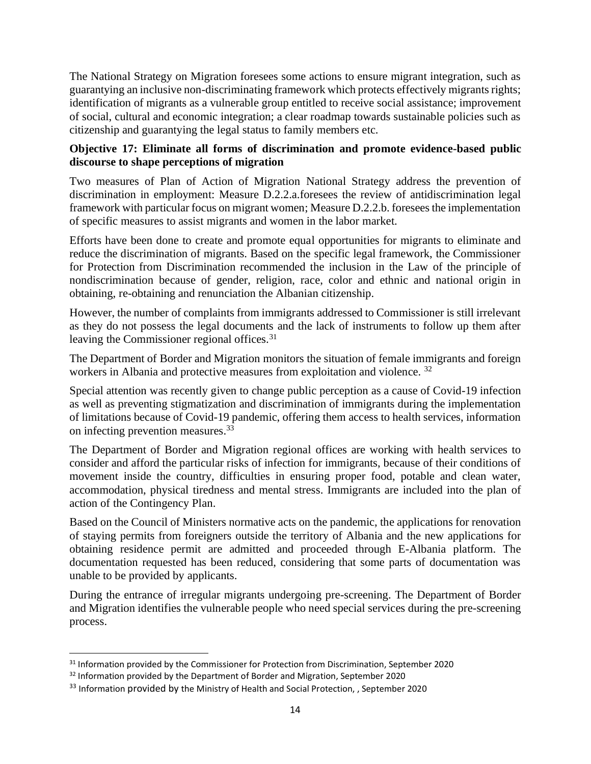The National Strategy on Migration foresees some actions to ensure migrant integration, such as guarantying an inclusive non-discriminating framework which protects effectively migrants rights; identification of migrants as a vulnerable group entitled to receive social assistance; improvement of social, cultural and economic integration; a clear roadmap towards sustainable policies such as citizenship and guarantying the legal status to family members etc.

**Objective 17: Eliminate all forms of discrimination and promote evidence-based public discourse to shape perceptions of migration**

Two measures of Plan of Action of Migration National Strategy address the prevention of discrimination in employment: Measure D.2.2.a.foresees the review of antidiscrimination legal framework with particular focus on migrant women; Measure D.2.2.b. foresees the implementation of specific measures to assist migrants and women in the labor market.

Efforts have been done to create and promote equal opportunities for migrants to eliminate and reduce the discrimination of migrants. Based on the specific legal framework, the Commissioner for Protection from Discrimination recommended the inclusion in the Law of the principle of nondiscrimination because of gender, religion, race, color and ethnic and national origin in obtaining, re-obtaining and renunciation the Albanian citizenship.

However, the number of complaints from immigrants addressed to Commissioner is still irrelevant as they do not possess the legal documents and the lack of instruments to follow up them after leaving the Commissioner regional offices.[31]

The Department of Border and Migration monitors the situation of female immigrants and foreign workers in Albania and protective measures from exploitation and violence. [32]

Special attention was recently given to change public perception as a cause of Covid-19 infection as well as preventing stigmatization and discrimination of immigrants during the implementation of limitations because of Covid-19 pandemic, offering them access to health services, information on infecting prevention measures.[33]

The Department of Border and Migration regional offices are working with health services to consider and afford the particular risks of infection for immigrants, because of their conditions of movement inside the country, difficulties in ensuring proper food, potable and clean water, accommodation, physical tiredness and mental stress. Immigrants are included into the plan of action of the Contingency Plan.

Based on the Council of Ministers normative acts on the pandemic, the applications for renovation of staying permits from foreigners outside the territory of Albania and the new applications for obtaining residence permit are admitted and proceeded through E-Albania platform. The documentation requested has been reduced, considering that some parts of documentation was unable to be provided by applicants.

During the entrance of irregular migrants undergoing pre-screening. The Department of Border and Migration identifies the vulnerable people who need special services during the pre-screening process.

---

[31] Information provided by the Commissioner for Protection from Discrimination, September 2020

[32] Information provided by the Department of Border and Migration, September 2020

[33] Information provided by the Ministry of Health and Social Protection, , September 2020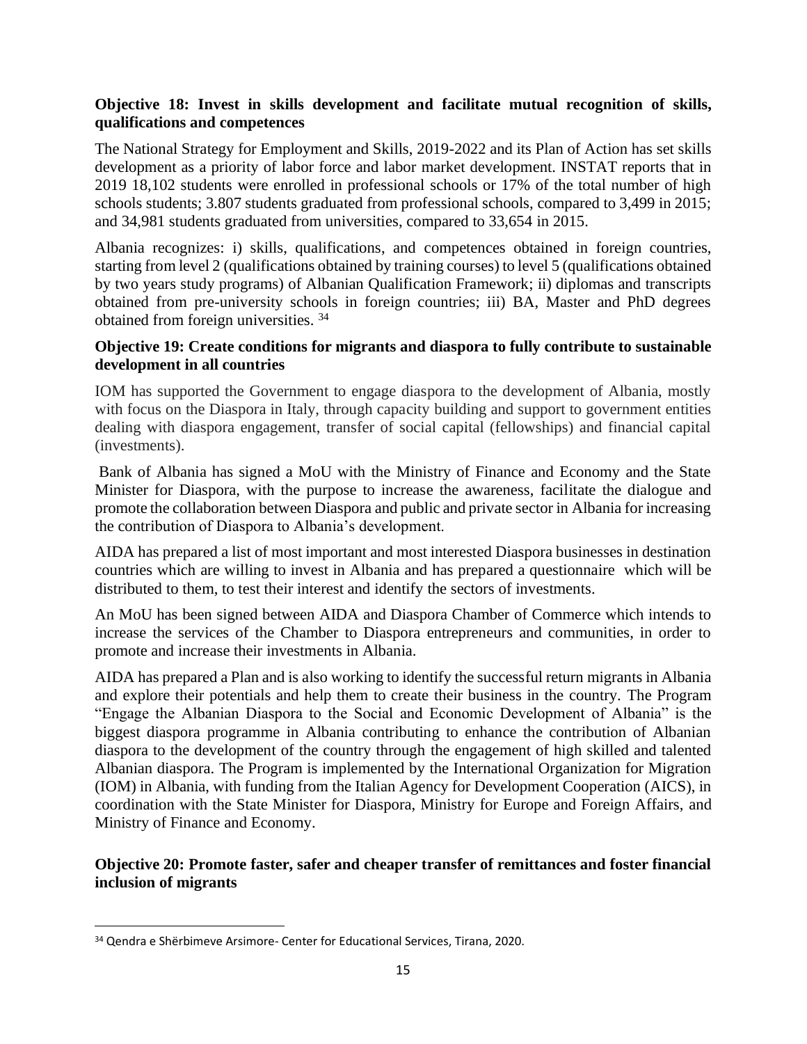**Objective 18: Invest in skills development and facilitate mutual recognition of skills, qualifications and competences**

The National Strategy for Employment and Skills, 2019-2022 and its Plan of Action has set skills development as a priority of labor force and labor market development. INSTAT reports that in 2019 18,102 students were enrolled in professional schools or 17% of the total number of high schools students; 3.807 students graduated from professional schools, compared to 3,499 in 2015; and 34,981 students graduated from universities, compared to 33,654 in 2015.

Albania recognizes: i) skills, qualifications, and competences obtained in foreign countries, starting from level 2 (qualifications obtained by training courses) to level 5 (qualifications obtained by two years study programs) of Albanian Qualification Framework; ii) diplomas and transcripts obtained from pre-university schools in foreign countries; iii) BA, Master and PhD degrees obtained from foreign universities. [34]

**Objective 19: Create conditions for migrants and diaspora to fully contribute to sustainable development in all countries**

IOM has supported the Government to engage diaspora to the development of Albania, mostly with focus on the Diaspora in Italy, through capacity building and support to government entities dealing with diaspora engagement, transfer of social capital (fellowships) and financial capital (investments).

Bank of Albania has signed a MoU with the Ministry of Finance and Economy and the State Minister for Diaspora, with the purpose to increase the awareness, facilitate the dialogue and promote the collaboration between Diaspora and public and private sector in Albania for increasing the contribution of Diaspora to Albania's development.

AIDA has prepared a list of most important and most interested Diaspora businesses in destination countries which are willing to invest in Albania and has prepared a questionnaire which will be distributed to them, to test their interest and identify the sectors of investments.

An MoU has been signed between AIDA and Diaspora Chamber of Commerce which intends to increase the services of the Chamber to Diaspora entrepreneurs and communities, in order to promote and increase their investments in Albania.

AIDA has prepared a Plan and is also working to identify the successful return migrants in Albania and explore their potentials and help them to create their business in the country. The Program "Engage the Albanian Diaspora to the Social and Economic Development of Albania" is the biggest diaspora programme in Albania contributing to enhance the contribution of Albanian diaspora to the development of the country through the engagement of high skilled and talented Albanian diaspora. The Program is implemented by the International Organization for Migration (IOM) in Albania, with funding from the Italian Agency for Development Cooperation (AICS), in coordination with the State Minister for Diaspora, Ministry for Europe and Foreign Affairs, and Ministry of Finance and Economy.

**Objective 20: Promote faster, safer and cheaper transfer of remittances and foster financial inclusion of migrants**

[34] Qendra e Shërbimeve Arsimore- Center for Educational Services, Tirana, 2020.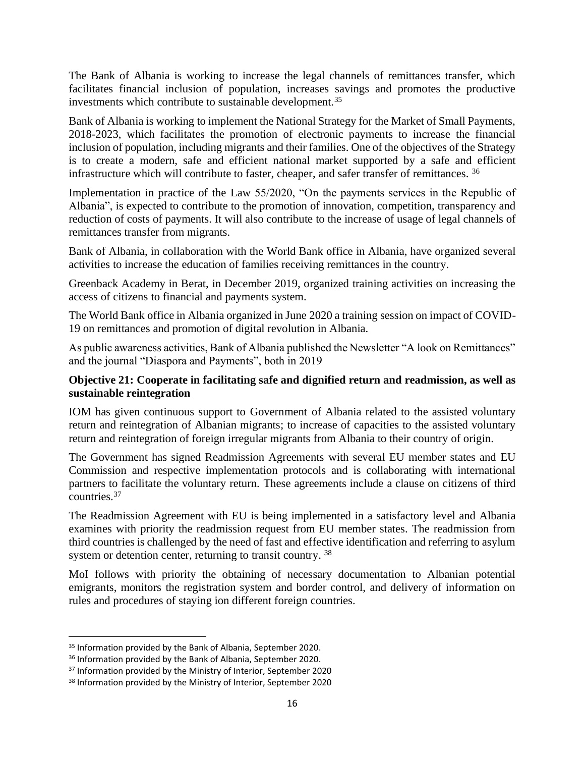The Bank of Albania is working to increase the legal channels of remittances transfer, which facilitates financial inclusion of population, increases savings and promotes the productive investments which contribute to sustainable development.[35]

Bank of Albania is working to implement the National Strategy for the Market of Small Payments, 2018-2023, which facilitates the promotion of electronic payments to increase the financial inclusion of population, including migrants and their families. One of the objectives of the Strategy is to create a modern, safe and efficient national market supported by a safe and efficient infrastructure which will contribute to faster, cheaper, and safer transfer of remittances. [36]

Implementation in practice of the Law 55/2020, "On the payments services in the Republic of Albania", is expected to contribute to the promotion of innovation, competition, transparency and reduction of costs of payments. It will also contribute to the increase of usage of legal channels of remittances transfer from migrants.

Bank of Albania, in collaboration with the World Bank office in Albania, have organized several activities to increase the education of families receiving remittances in the country.

Greenback Academy in Berat, in December 2019, organized training activities on increasing the access of citizens to financial and payments system.

The World Bank office in Albania organized in June 2020 a training session on impact of COVID-19 on remittances and promotion of digital revolution in Albania.

As public awareness activities, Bank of Albania published the Newsletter "A look on Remittances" and the journal "Diaspora and Payments", both in 2019

**Objective 21: Cooperate in facilitating safe and dignified return and readmission, as well as sustainable reintegration**

IOM has given continuous support to Government of Albania related to the assisted voluntary return and reintegration of Albanian migrants; to increase of capacities to the assisted voluntary return and reintegration of foreign irregular migrants from Albania to their country of origin.

The Government has signed Readmission Agreements with several EU member states and EU Commission and respective implementation protocols and is collaborating with international partners to facilitate the voluntary return. These agreements include a clause on citizens of third countries.[37]

The Readmission Agreement with EU is being implemented in a satisfactory level and Albania examines with priority the readmission request from EU member states. The readmission from third countries is challenged by the need of fast and effective identification and referring to asylum system or detention center, returning to transit country. [38]

MoI follows with priority the obtaining of necessary documentation to Albanian potential emigrants, monitors the registration system and border control, and delivery of information on rules and procedures of staying ion different foreign countries.

---

[35] Information provided by the Bank of Albania, September 2020.

[36] Information provided by the Bank of Albania, September 2020.

[37] Information provided by the Ministry of Interior, September 2020

[38] Information provided by the Ministry of Interior, September 2020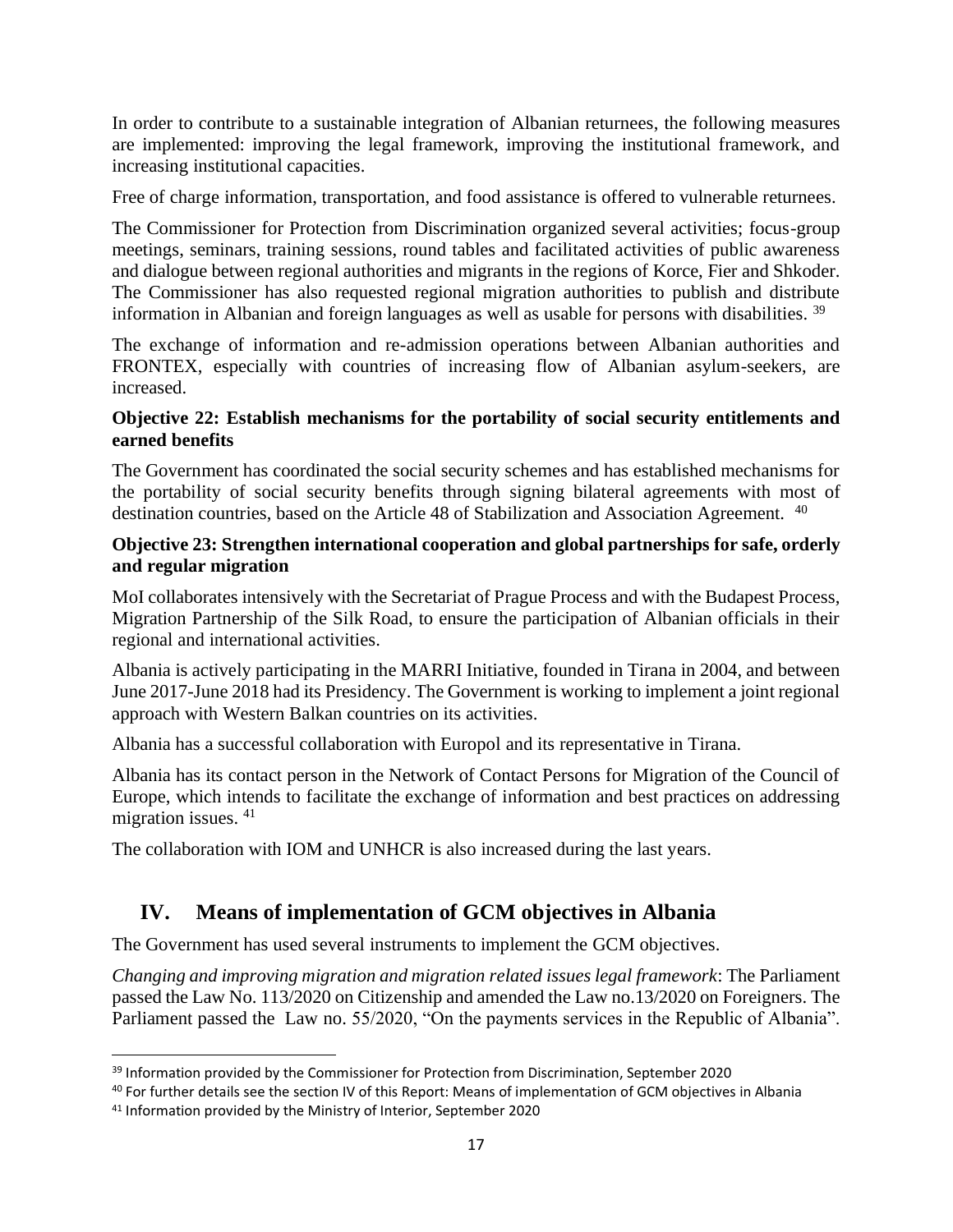In order to contribute to a sustainable integration of Albanian returnees, the following measures are implemented: improving the legal framework, improving the institutional framework, and increasing institutional capacities.

Free of charge information, transportation, and food assistance is offered to vulnerable returnees.

The Commissioner for Protection from Discrimination organized several activities; focus-group meetings, seminars, training sessions, round tables and facilitated activities of public awareness and dialogue between regional authorities and migrants in the regions of Korce, Fier and Shkoder. The Commissioner has also requested regional migration authorities to publish and distribute information in Albanian and foreign languages as well as usable for persons with disabilities. [39]

The exchange of information and re-admission operations between Albanian authorities and FRONTEX, especially with countries of increasing flow of Albanian asylum-seekers, are increased.

**Objective 22: Establish mechanisms for the portability of social security entitlements and earned benefits**

The Government has coordinated the social security schemes and has established mechanisms for the portability of social security benefits through signing bilateral agreements with most of destination countries, based on the Article 48 of Stabilization and Association Agreement. [40]

**Objective 23: Strengthen international cooperation and global partnerships for safe, orderly and regular migration**

MoI collaborates intensively with the Secretariat of Prague Process and with the Budapest Process, Migration Partnership of the Silk Road, to ensure the participation of Albanian officials in their regional and international activities.

Albania is actively participating in the MARRI Initiative, founded in Tirana in 2004, and between June 2017-June 2018 had its Presidency. The Government is working to implement a joint regional approach with Western Balkan countries on its activities.

Albania has a successful collaboration with Europol and its representative in Tirana.

Albania has its contact person in the Network of Contact Persons for Migration of the Council of Europe, which intends to facilitate the exchange of information and best practices on addressing migration issues. [41]

The collaboration with IOM and UNHCR is also increased during the last years.

## IV. Means of implementation of GCM objectives in Albania

The Government has used several instruments to implement the GCM objectives.

*Changing and improving migration and migration related issues legal framework*: The Parliament passed the Law No. 113/2020 on Citizenship and amended the Law no.13/2020 on Foreigners. The Parliament passed the Law no. 55/2020, "On the payments services in the Republic of Albania".

---

[39] Information provided by the Commissioner for Protection from Discrimination, September 2020

[40] For further details see the section IV of this Report: Means of implementation of GCM objectives in Albania

[41] Information provided by the Ministry of Interior, September 2020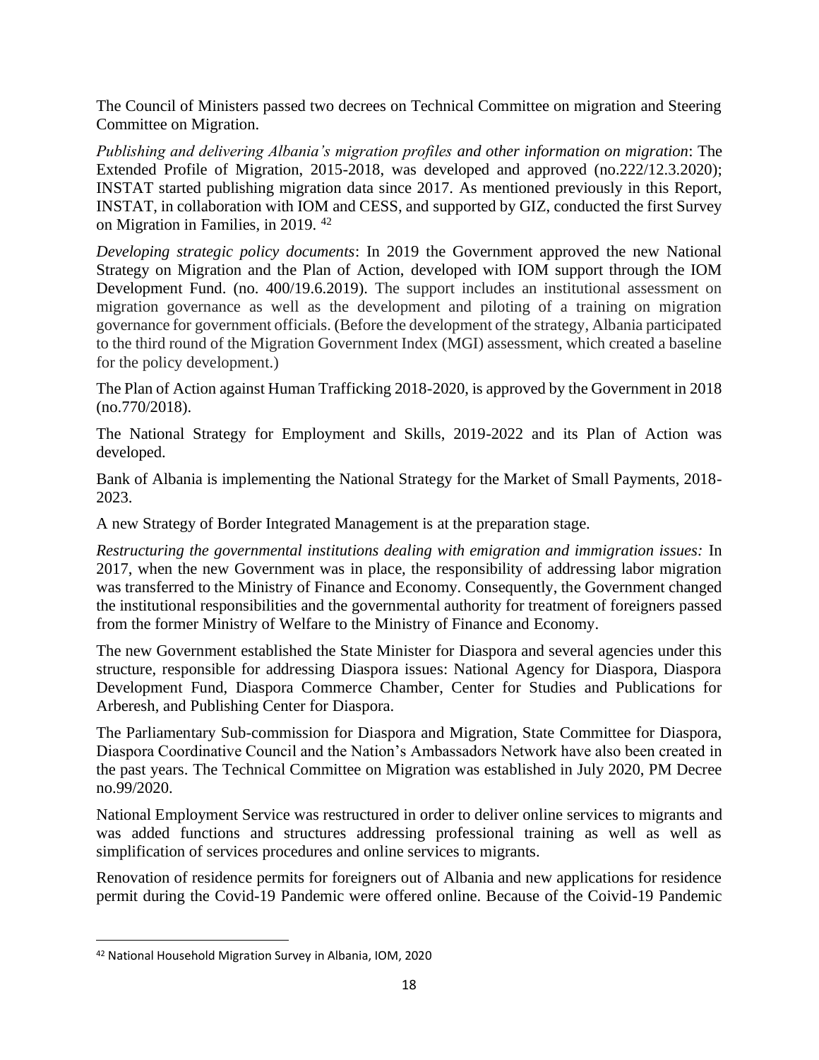The Council of Ministers passed two decrees on Technical Committee on migration and Steering Committee on Migration.

*Publishing and delivering Albania's migration profiles and other information on migration*: The Extended Profile of Migration, 2015-2018, was developed and approved (no.222/12.3.2020); INSTAT started publishing migration data since 2017. As mentioned previously in this Report, INSTAT, in collaboration with IOM and CESS, and supported by GIZ, conducted the first Survey on Migration in Families, in 2019. [42]

*Developing strategic policy documents*: In 2019 the Government approved the new National Strategy on Migration and the Plan of Action, developed with IOM support through the IOM Development Fund. (no. 400/19.6.2019). The support includes an institutional assessment on migration governance as well as the development and piloting of a training on migration governance for government officials. (Before the development of the strategy, Albania participated to the third round of the Migration Government Index (MGI) assessment, which created a baseline for the policy development.)

The Plan of Action against Human Trafficking 2018-2020, is approved by the Government in 2018 (no.770/2018).

The National Strategy for Employment and Skills, 2019-2022 and its Plan of Action was developed.

Bank of Albania is implementing the National Strategy for the Market of Small Payments, 2018-2023.

A new Strategy of Border Integrated Management is at the preparation stage.

*Restructuring the governmental institutions dealing with emigration and immigration issues:* In 2017, when the new Government was in place, the responsibility of addressing labor migration was transferred to the Ministry of Finance and Economy. Consequently, the Government changed the institutional responsibilities and the governmental authority for treatment of foreigners passed from the former Ministry of Welfare to the Ministry of Finance and Economy.

The new Government established the State Minister for Diaspora and several agencies under this structure, responsible for addressing Diaspora issues: National Agency for Diaspora, Diaspora Development Fund, Diaspora Commerce Chamber, Center for Studies and Publications for Arberesh, and Publishing Center for Diaspora.

The Parliamentary Sub-commission for Diaspora and Migration, State Committee for Diaspora, Diaspora Coordinative Council and the Nation's Ambassadors Network have also been created in the past years. The Technical Committee on Migration was established in July 2020, PM Decree no.99/2020.

National Employment Service was restructured in order to deliver online services to migrants and was added functions and structures addressing professional training as well as well as simplification of services procedures and online services to migrants.

Renovation of residence permits for foreigners out of Albania and new applications for residence permit during the Covid-19 Pandemic were offered online. Because of the Coivid-19 Pandemic

[42] National Household Migration Survey in Albania, IOM, 2020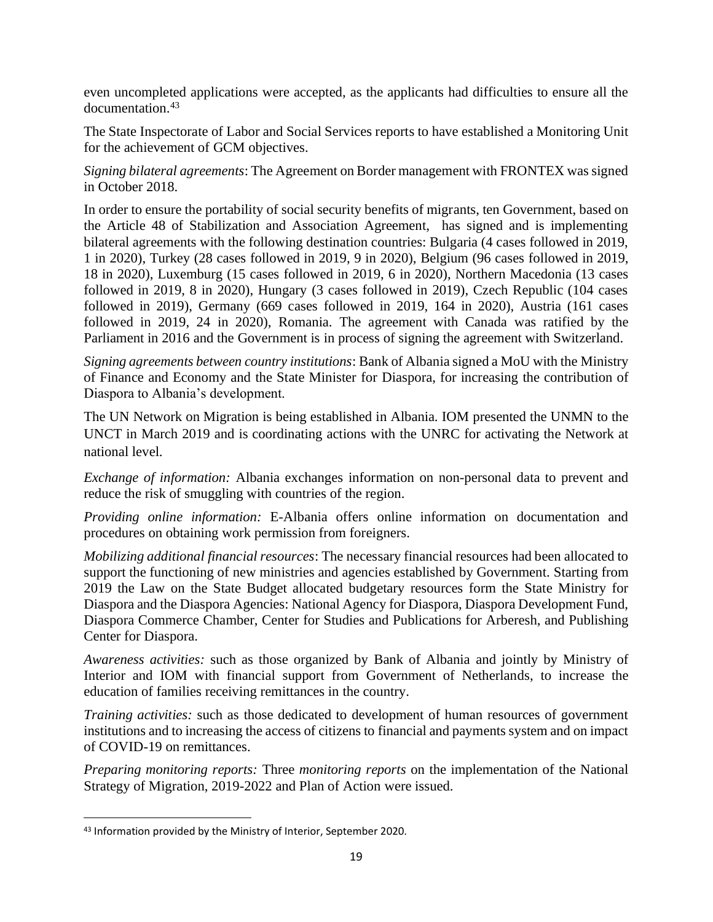even uncompleted applications were accepted, as the applicants had difficulties to ensure all the documentation.[43]

The State Inspectorate of Labor and Social Services reports to have established a Monitoring Unit for the achievement of GCM objectives.

*Signing bilateral agreements*: The Agreement on Border management with FRONTEX was signed in October 2018.

In order to ensure the portability of social security benefits of migrants, ten Government, based on the Article 48 of Stabilization and Association Agreement, has signed and is implementing bilateral agreements with the following destination countries: Bulgaria (4 cases followed in 2019, 1 in 2020), Turkey (28 cases followed in 2019, 9 in 2020), Belgium (96 cases followed in 2019, 18 in 2020), Luxemburg (15 cases followed in 2019, 6 in 2020), Northern Macedonia (13 cases followed in 2019, 8 in 2020), Hungary (3 cases followed in 2019), Czech Republic (104 cases followed in 2019), Germany (669 cases followed in 2019, 164 in 2020), Austria (161 cases followed in 2019, 24 in 2020), Romania. The agreement with Canada was ratified by the Parliament in 2016 and the Government is in process of signing the agreement with Switzerland.

*Signing agreements between country institutions*: Bank of Albania signed a MoU with the Ministry of Finance and Economy and the State Minister for Diaspora, for increasing the contribution of Diaspora to Albania's development.

The UN Network on Migration is being established in Albania. IOM presented the UNMN to the UNCT in March 2019 and is coordinating actions with the UNRC for activating the Network at national level.

*Exchange of information:* Albania exchanges information on non-personal data to prevent and reduce the risk of smuggling with countries of the region.

*Providing online information:* E-Albania offers online information on documentation and procedures on obtaining work permission from foreigners.

*Mobilizing additional financial resources*: The necessary financial resources had been allocated to support the functioning of new ministries and agencies established by Government. Starting from 2019 the Law on the State Budget allocated budgetary resources form the State Ministry for Diaspora and the Diaspora Agencies: National Agency for Diaspora, Diaspora Development Fund, Diaspora Commerce Chamber, Center for Studies and Publications for Arberesh, and Publishing Center for Diaspora.

*Awareness activities:* such as those organized by Bank of Albania and jointly by Ministry of Interior and IOM with financial support from Government of Netherlands, to increase the education of families receiving remittances in the country.

*Training activities:* such as those dedicated to development of human resources of government institutions and to increasing the access of citizens to financial and payments system and on impact of COVID-19 on remittances.

*Preparing monitoring reports:* Three *monitoring reports* on the implementation of the National Strategy of Migration, 2019-2022 and Plan of Action were issued.

[43] Information provided by the Ministry of Interior, September 2020.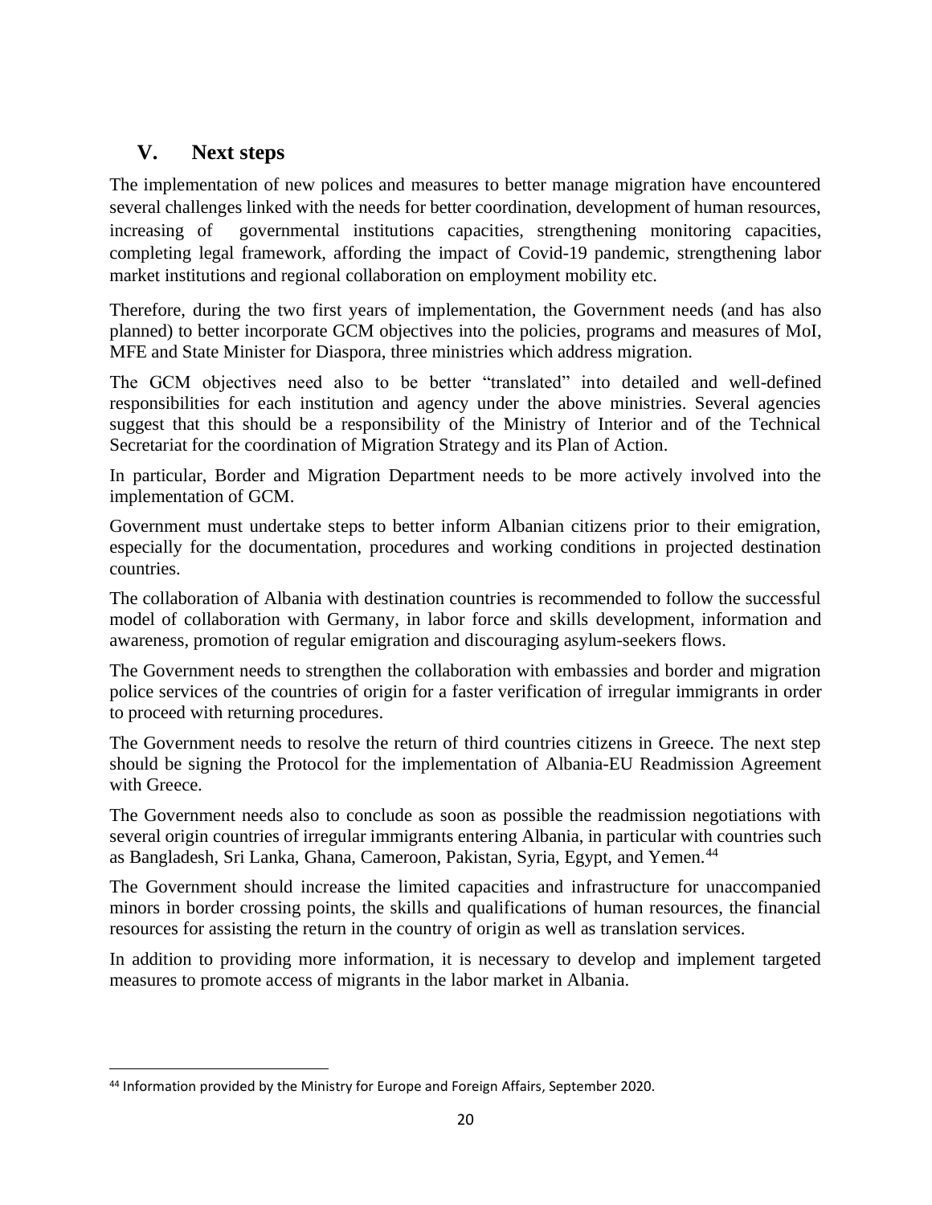## V. Next steps

The implementation of new polices and measures to better manage migration have encountered several challenges linked with the needs for better coordination, development of human resources, increasing of governmental institutions capacities, strengthening monitoring capacities, completing legal framework, affording the impact of Covid-19 pandemic, strengthening labor market institutions and regional collaboration on employment mobility etc.

Therefore, during the two first years of implementation, the Government needs (and has also planned) to better incorporate GCM objectives into the policies, programs and measures of MoI, MFE and State Minister for Diaspora, three ministries which address migration.

The GCM objectives need also to be better "translated" into detailed and well-defined responsibilities for each institution and agency under the above ministries. Several agencies suggest that this should be a responsibility of the Ministry of Interior and of the Technical Secretariat for the coordination of Migration Strategy and its Plan of Action.

In particular, Border and Migration Department needs to be more actively involved into the implementation of GCM.

Government must undertake steps to better inform Albanian citizens prior to their emigration, especially for the documentation, procedures and working conditions in projected destination countries.

The collaboration of Albania with destination countries is recommended to follow the successful model of collaboration with Germany, in labor force and skills development, information and awareness, promotion of regular emigration and discouraging asylum-seekers flows.

The Government needs to strengthen the collaboration with embassies and border and migration police services of the countries of origin for a faster verification of irregular immigrants in order to proceed with returning procedures.

The Government needs to resolve the return of third countries citizens in Greece. The next step should be signing the Protocol for the implementation of Albania-EU Readmission Agreement with Greece.

The Government needs also to conclude as soon as possible the readmission negotiations with several origin countries of irregular immigrants entering Albania, in particular with countries such as Bangladesh, Sri Lanka, Ghana, Cameroon, Pakistan, Syria, Egypt, and Yemen.[44]

The Government should increase the limited capacities and infrastructure for unaccompanied minors in border crossing points, the skills and qualifications of human resources, the financial resources for assisting the return in the country of origin as well as translation services.

In addition to providing more information, it is necessary to develop and implement targeted measures to promote access of migrants in the labor market in Albania.

[44] Information provided by the Ministry for Europe and Foreign Affairs, September 2020.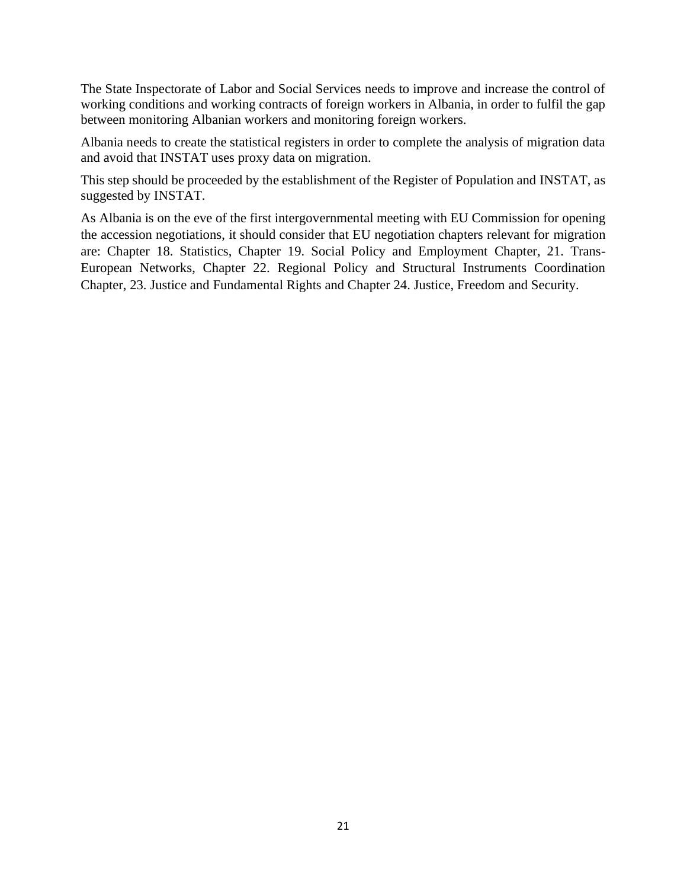The State Inspectorate of Labor and Social Services needs to improve and increase the control of working conditions and working contracts of foreign workers in Albania, in order to fulfil the gap between monitoring Albanian workers and monitoring foreign workers.

Albania needs to create the statistical registers in order to complete the analysis of migration data and avoid that INSTAT uses proxy data on migration.

This step should be proceeded by the establishment of the Register of Population and INSTAT, as suggested by INSTAT.

As Albania is on the eve of the first intergovernmental meeting with EU Commission for opening the accession negotiations, it should consider that EU negotiation chapters relevant for migration are: Chapter 18. Statistics, Chapter 19. Social Policy and Employment Chapter, 21. Trans-European Networks, Chapter 22. Regional Policy and Structural Instruments Coordination Chapter, 23. Justice and Fundamental Rights and Chapter 24. Justice, Freedom and Security.